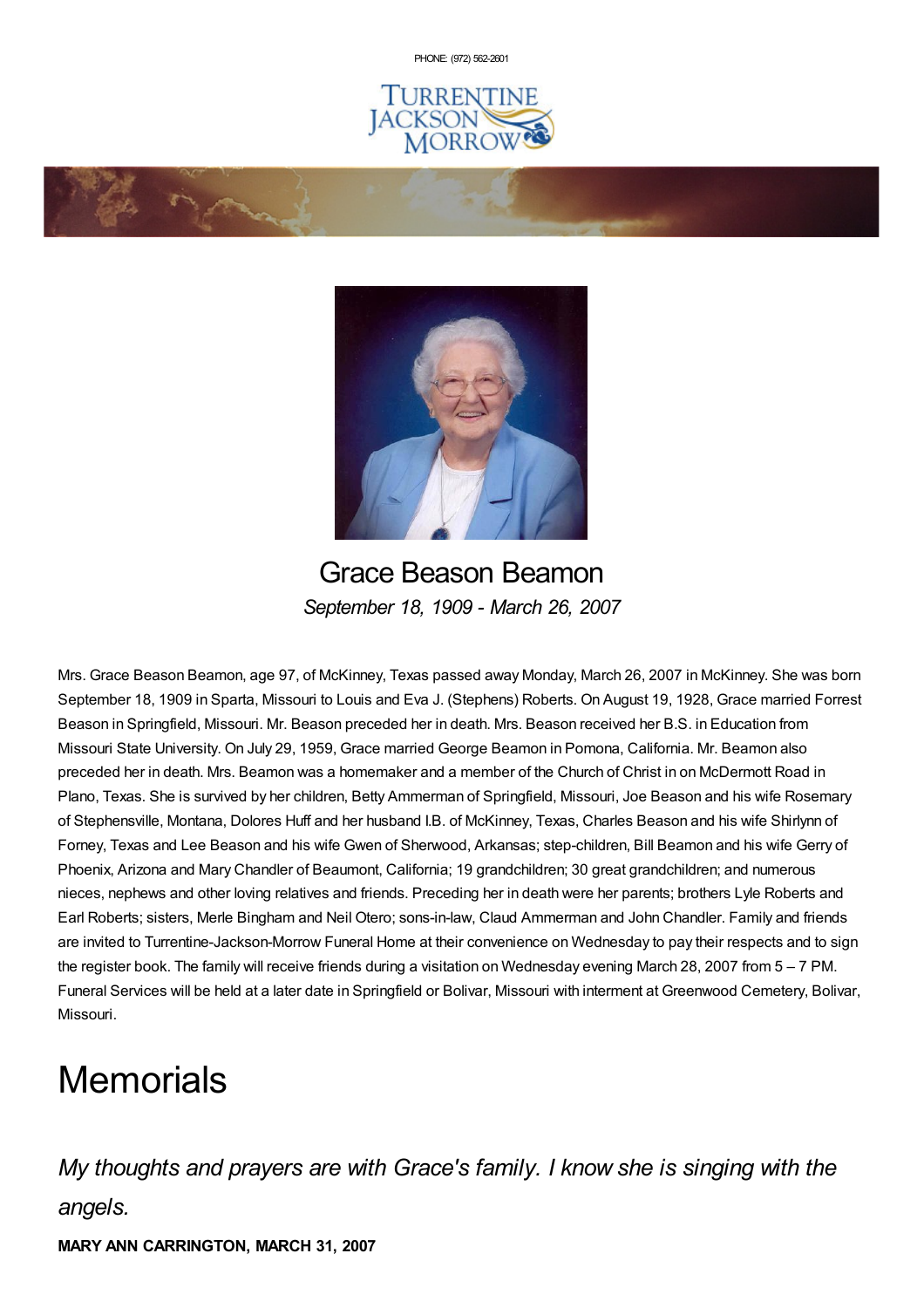PHONE: (972) 562-2601

TURRENTINE JACKSON MORROW

# Grace Beason Beamon

*September 18, 1909 - March 26, 2007*

Mrs. Grace Beason Beamon, age 97, of McKinney, Texas passed away Monday, March 26, 2007 in McKinney. She was born September 18, 1909 in Sparta, Missouri to Louis and Eva J. (Stephens) Roberts. On August 19, 1928, Grace married Forrest Beason in Springfield, Missouri. Mr. Beason preceded her in death. Mrs. Beason received her B.S. in Education from Missouri State University. On July 29, 1959, Grace married George Beamon in Pomona, California. Mr. Beamon also preceded her in death. Mrs. Beamon was a homemaker and a member of the Church of Christ in on McDermott Road in Plano, Texas. She is survived by her children, Betty Ammerman of Springfield, Missouri, Joe Beason and his wife Rosemary of Stephensville, Montana, Dolores Huff and her husband I.B. of McKinney, Texas, Charles Beason and his wife Shirlynn of Forney, Texas and Lee Beason and his wife Gwen of Sherwood, Arkansas; step-children, Bill Beamon and his wife Gerry of Phoenix, Arizona and Mary Chandler of Beaumont, California; 19 grandchildren; 30 great grandchildren; and numerous nieces, nephews and other loving relatives and friends. Preceding her in death were her parents; brothers Lyle Roberts and Earl Roberts; sisters, Merle Bingham and Neil Otero; sons-in-law, Claud Ammerman and John Chandler. Family and friends are invited to Turrentine-Jackson-Morrow Funeral Home at their convenience on Wednesday to pay their respects and to sign the register book. The family will receive friends during a visitation on Wednesday evening March 28, 2007 from 5 – 7 PM. Funeral Services will be held at a later date in Springfield or Bolivar, Missouri with interment at Greenwood Cemetery, Bolivar, Missouri.

# Memorials

*My thoughts and prayers are with Grace's family. I know she is singing with the angels.*

**MARY ANN CARRINGTON, MARCH 31, 2007**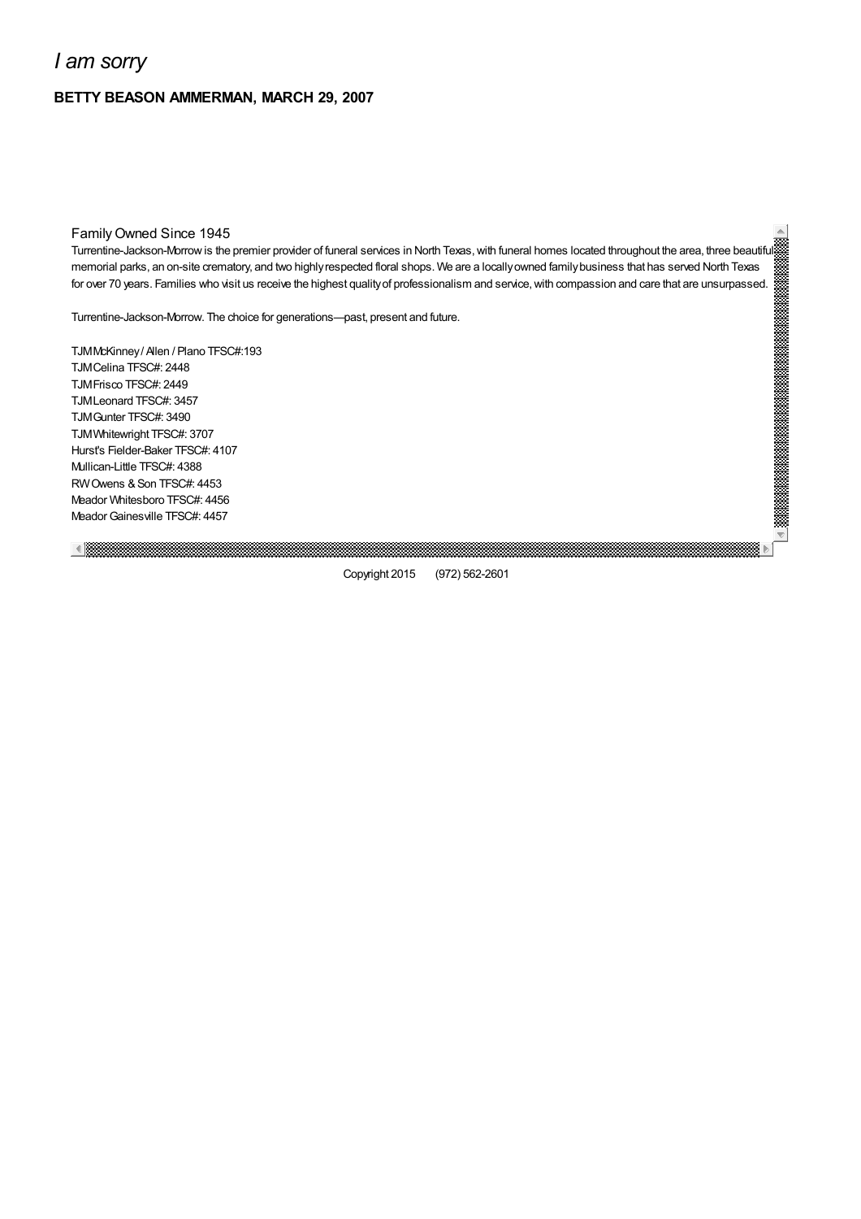*I am sorry*

**BETTY BEASON AMMERMAN, MARCH 29, 2007**

Family Owned Since 1945

Turrentine-Jackson-Morrow is the premier provider of funeral services in North Texas, with funeral homes located throughout the area, three beautiful memorial parks, an on-site crematory, and two highly respected floral shops. We are a locally owned family business that has served North Texas for over 70 years. Families who visit us receive the highest quality of professionalism and service, with compassion and care that are unsurpassed.

Turrentine-Jackson-Morrow. The choice for generations—past, present and future.

TJM McKinney / Allen / Plano TFSC#:193
TJM Celina TFSC#: 2448
TJM Frisco TFSC#: 2449
TJM Leonard TFSC#: 3457
TJM Gunter TFSC#: 3490
TJM Whitewright TFSC#: 3707
Hurst's Fielder-Baker TFSC#: 4107
Mullican-Little TFSC#: 4388
RW Owens & Son TFSC#: 4453
Meador Whitesboro TFSC#: 4456
Meador Gainesville TFSC#: 4457

Copyright 2015 (972) 562-2601